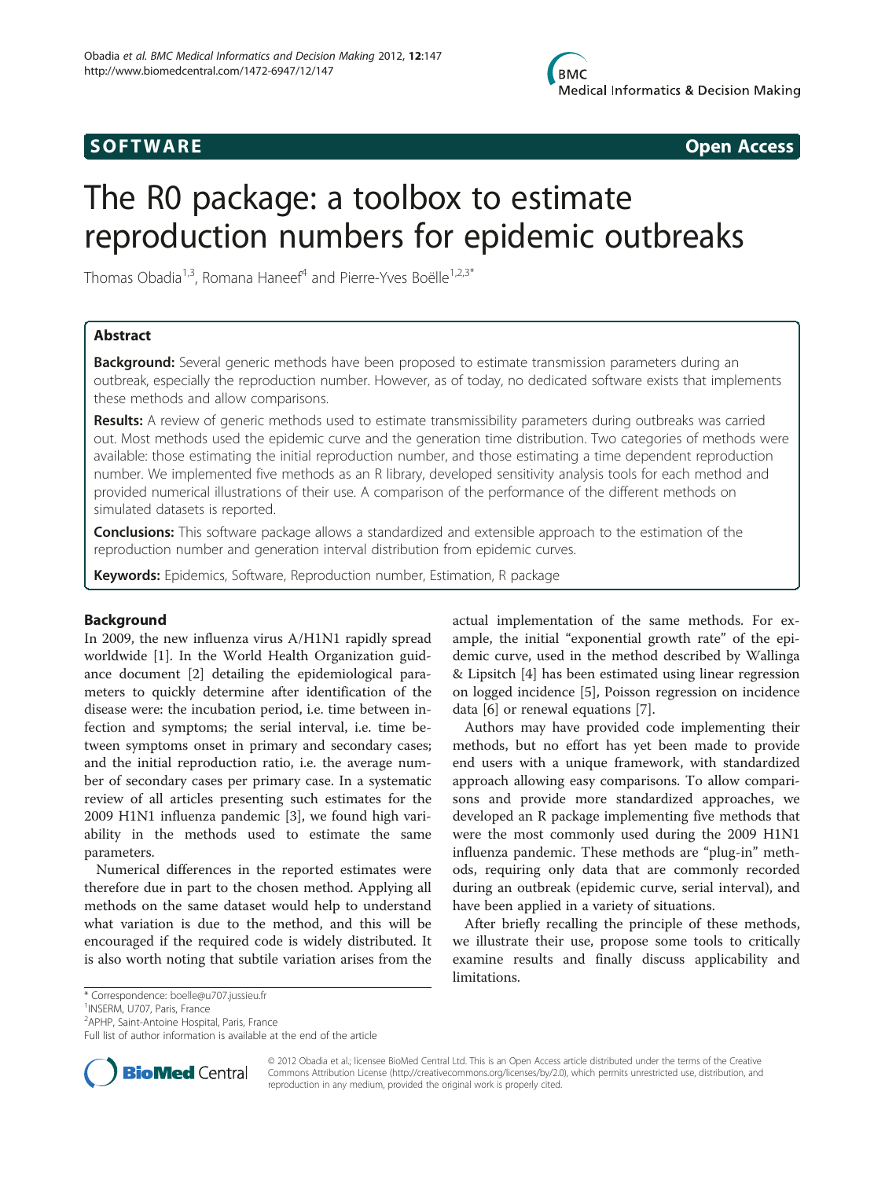SOFTWARE Open Access

# The R0 package: a toolbox to estimate reproduction numbers for epidemic outbreaks

Thomas Obadia[1,3], Romana Haneef[4] and Pierre-Yves Boëlle[1,2,3*]

## Abstract

**Background:** Several generic methods have been proposed to estimate transmission parameters during an outbreak, especially the reproduction number. However, as of today, no dedicated software exists that implements these methods and allow comparisons.

**Results:** A review of generic methods used to estimate transmissibility parameters during outbreaks was carried out. Most methods used the epidemic curve and the generation time distribution. Two categories of methods were available: those estimating the initial reproduction number, and those estimating a time dependent reproduction number. We implemented five methods as an R library, developed sensitivity analysis tools for each method and provided numerical illustrations of their use. A comparison of the performance of the different methods on simulated datasets is reported.

**Conclusions:** This software package allows a standardized and extensible approach to the estimation of the reproduction number and generation interval distribution from epidemic curves.

**Keywords:** Epidemics, Software, Reproduction number, Estimation, R package

## Background

In 2009, the new influenza virus A/H1N1 rapidly spread worldwide [1]. In the World Health Organization guidance document [2] detailing the epidemiological parameters to quickly determine after identification of the disease were: the incubation period, i.e. time between infection and symptoms; the serial interval, i.e. time between symptoms onset in primary and secondary cases; and the initial reproduction ratio, i.e. the average number of secondary cases per primary case. In a systematic review of all articles presenting such estimates for the 2009 H1N1 influenza pandemic [3], we found high variability in the methods used to estimate the same parameters.

Numerical differences in the reported estimates were therefore due in part to the chosen method. Applying all methods on the same dataset would help to understand what variation is due to the method, and this will be encouraged if the required code is widely distributed. It is also worth noting that subtile variation arises from the actual implementation of the same methods. For example, the initial "exponential growth rate" of the epidemic curve, used in the method described by Wallinga & Lipsitch [4] has been estimated using linear regression on logged incidence [5], Poisson regression on incidence data [6] or renewal equations [7].

Authors may have provided code implementing their methods, but no effort has yet been made to provide end users with a unique framework, with standardized approach allowing easy comparisons. To allow comparisons and provide more standardized approaches, we developed an R package implementing five methods that were the most commonly used during the 2009 H1N1 influenza pandemic. These methods are "plug-in" methods, requiring only data that are commonly recorded during an outbreak (epidemic curve, serial interval), and have been applied in a variety of situations.

After briefly recalling the principle of these methods, we illustrate their use, propose some tools to critically examine results and finally discuss applicability and limitations.

\* Correspondence: boelle@u707.jussieu.fr
[1]INSERM, U707, Paris, France
[2]APHP, Saint-Antoine Hospital, Paris, France
Full list of author information is available at the end of the article

© 2012 Obadia et al.; licensee BioMed Central Ltd. This is an Open Access article distributed under the terms of the Creative Commons Attribution License (http://creativecommons.org/licenses/by/2.0), which permits unrestricted use, distribution, and reproduction in any medium, provided the original work is properly cited.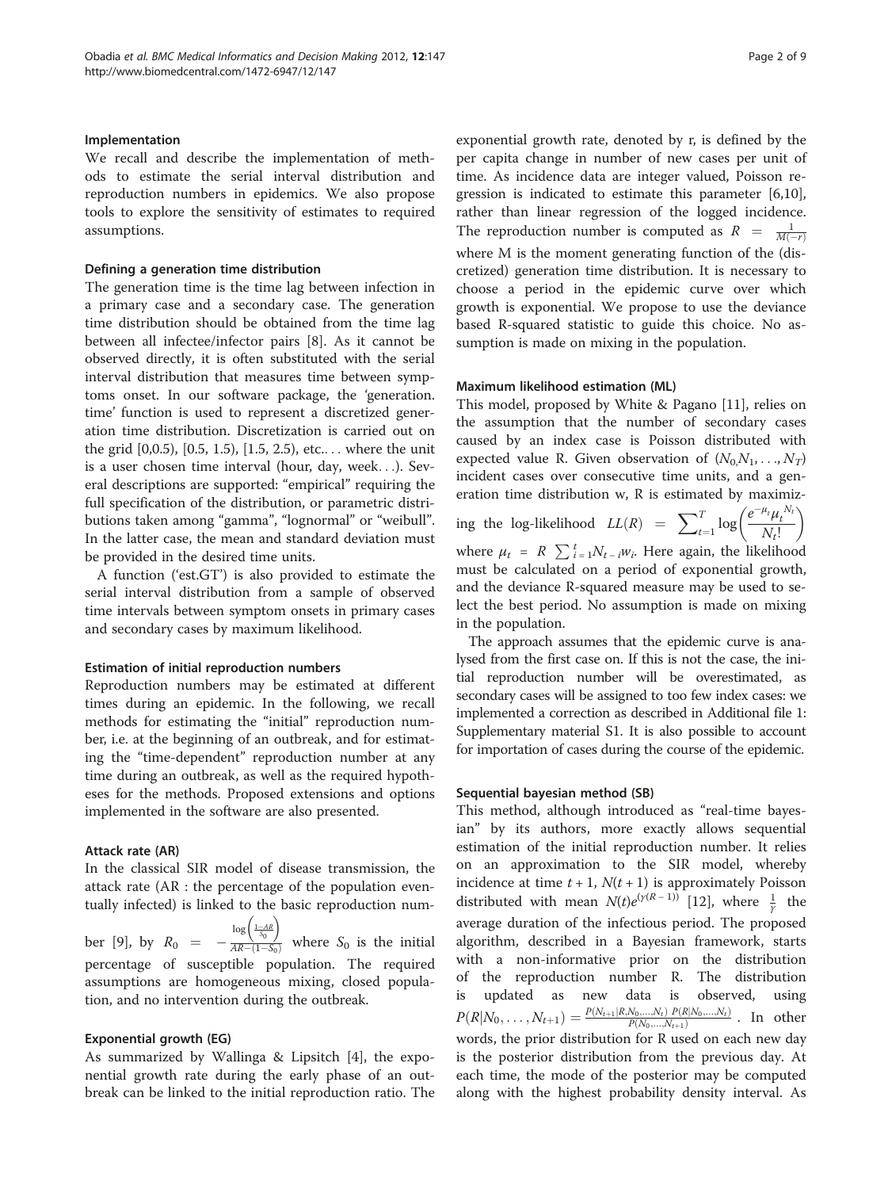## Implementation

We recall and describe the implementation of methods to estimate the serial interval distribution and reproduction numbers in epidemics. We also propose tools to explore the sensitivity of estimates to required assumptions.

### Defining a generation time distribution

The generation time is the time lag between infection in a primary case and a secondary case. The generation time distribution should be obtained from the time lag between all infectee/infector pairs [8]. As it cannot be observed directly, it is often substituted with the serial interval distribution that measures time between symptoms onset. In our software package, the 'generation. time' function is used to represent a discretized generation time distribution. Discretization is carried out on the grid [0,0.5), [0.5, 1.5), [1.5, 2.5), etc.. . . where the unit is a user chosen time interval (hour, day, week. . .). Several descriptions are supported: "empirical" requiring the full specification of the distribution, or parametric distributions taken among "gamma", "lognormal" or "weibull". In the latter case, the mean and standard deviation must be provided in the desired time units.

A function ('est.GT') is also provided to estimate the serial interval distribution from a sample of observed time intervals between symptom onsets in primary cases and secondary cases by maximum likelihood.

### Estimation of initial reproduction numbers

Reproduction numbers may be estimated at different times during an epidemic. In the following, we recall methods for estimating the "initial" reproduction number, i.e. at the beginning of an outbreak, and for estimating the "time-dependent" reproduction number at any time during an outbreak, as well as the required hypotheses for the methods. Proposed extensions and options implemented in the software are also presented.

#### Attack rate (AR)

In the classical SIR model of disease transmission, the attack rate (AR : the percentage of the population eventually infected) is linked to the basic reproduction number [9], by $R_0 = -\frac{\log\left(\frac{1-AR}{S_0}\right)}{AR-(1-S_0)}$ where $S_0$ is the initial percentage of susceptible population. The required assumptions are homogeneous mixing, closed population, and no intervention during the outbreak.

#### Exponential growth (EG)

As summarized by Wallinga & Lipsitch [4], the exponential growth rate during the early phase of an outbreak can be linked to the initial reproduction ratio. The exponential growth rate, denoted by r, is defined by the per capita change in number of new cases per unit of time. As incidence data are integer valued, Poisson regression is indicated to estimate this parameter [6,10], rather than linear regression of the logged incidence. The reproduction number is computed as $R = \frac{1}{M(-r)}$ where M is the moment generating function of the (discretized) generation time distribution. It is necessary to choose a period in the epidemic curve over which growth is exponential. We propose to use the deviance based R-squared statistic to guide this choice. No assumption is made on mixing in the population.

#### Maximum likelihood estimation (ML)

This model, proposed by White & Pagano [11], relies on the assumption that the number of secondary cases caused by an index case is Poisson distributed with expected value R. Given observation of $(N_0, N_1, \ldots, N_T)$ incident cases over consecutive time units, and a generation time distribution w, R is estimated by maximizing the log-likelihood $LL(R) = \sum_{t=1}^{T} \log\left(\frac{e^{-\mu_t}\mu_t^{N_t}}{N_t!}\right)$ where $\mu_t = R\sum_{i=1}^{t} N_{t-i}w_i$. Here again, the likelihood must be calculated on a period of exponential growth, and the deviance R-squared measure may be used to select the best period. No assumption is made on mixing in the population.

The approach assumes that the epidemic curve is analysed from the first case on. If this is not the case, the initial reproduction number will be overestimated, as secondary cases will be assigned to too few index cases: we implemented a correction as described in Additional file 1: Supplementary material S1. It is also possible to account for importation of cases during the course of the epidemic.

#### Sequential bayesian method (SB)

This method, although introduced as "real-time bayesian" by its authors, more exactly allows sequential estimation of the initial reproduction number. It relies on an approximation to the SIR model, whereby incidence at time $t + 1$, $N(t + 1)$ is approximately Poisson distributed with mean $N(t)e^{(\gamma(R-1))}$ [12], where $\frac{1}{\gamma}$ the average duration of the infectious period. The proposed algorithm, described in a Bayesian framework, starts with a non-informative prior on the distribution of the reproduction number R. The distribution is updated as new data is observed, using $P(R|N_0, \ldots, N_{t+1}) = \frac{P(N_{t+1}|R, N_0, \ldots, N_t)\; P(R|N_0, \ldots, N_t)}{P(N_0, \ldots, N_{t+1})}$ . In other words, the prior distribution for R used on each new day is the posterior distribution from the previous day. At each time, the mode of the posterior may be computed along with the highest probability density interval. As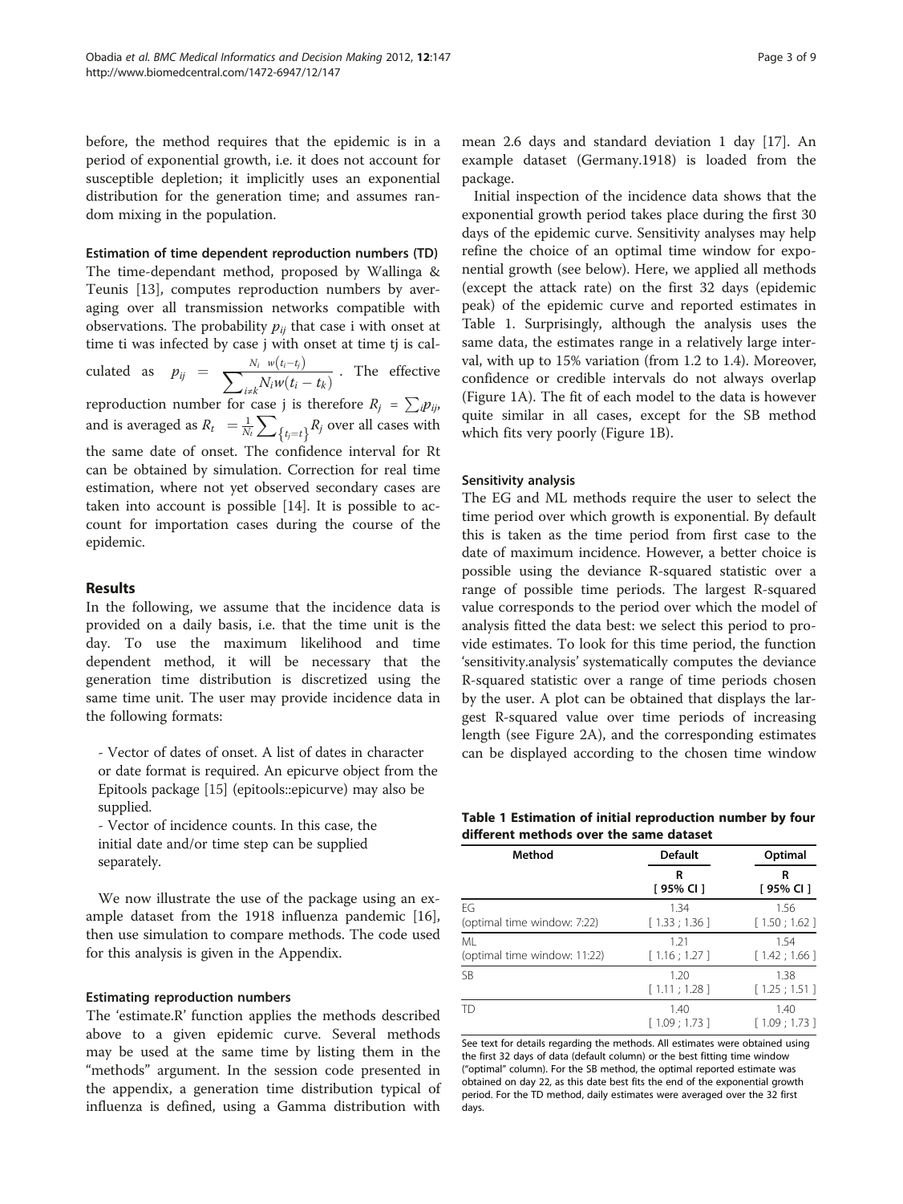before, the method requires that the epidemic is in a period of exponential growth, i.e. it does not account for susceptible depletion; it implicitly uses an exponential distribution for the generation time; and assumes random mixing in the population.

#### Estimation of time dependent reproduction numbers (TD)

The time-dependant method, proposed by Wallinga & Teunis [13], computes reproduction numbers by averaging over all transmission networks compatible with observations. The probability $p_{ij}$ that case i with onset at time ti was infected by case j with onset at time tj is calculated as $p_{ij} = \frac{N_i \ w(t_i - t_j)}{\sum_{i \neq k} N_i w(t_i - t_k)}$. The effective reproduction number for case j is therefore $R_j = \sum_i p_{ij}$, and is averaged as $R_t = \frac{1}{N_t} \sum_{\{t_j = t\}} R_j$ over all cases with the same date of onset. The confidence interval for Rt can be obtained by simulation. Correction for real time estimation, where not yet observed secondary cases are taken into account is possible [14]. It is possible to account for importation cases during the course of the epidemic.

## Results

In the following, we assume that the incidence data is provided on a daily basis, i.e. that the time unit is the day. To use the maximum likelihood and time dependent method, it will be necessary that the generation time distribution is discretized using the same time unit. The user may provide incidence data in the following formats:

- Vector of dates of onset. A list of dates in character or date format is required. An epicurve object from the Epitools package [15] (epitools::epicurve) may also be supplied.
- Vector of incidence counts. In this case, the initial date and/or time step can be supplied separately.

We now illustrate the use of the package using an example dataset from the 1918 influenza pandemic [16], then use simulation to compare methods. The code used for this analysis is given in the Appendix.

#### Estimating reproduction numbers

The 'estimate.R' function applies the methods described above to a given epidemic curve. Several methods may be used at the same time by listing them in the "methods" argument. In the session code presented in the appendix, a generation time distribution typical of influenza is defined, using a Gamma distribution with mean 2.6 days and standard deviation 1 day [17]. An example dataset (Germany.1918) is loaded from the package.

Initial inspection of the incidence data shows that the exponential growth period takes place during the first 30 days of the epidemic curve. Sensitivity analyses may help refine the choice of an optimal time window for exponential growth (see below). Here, we applied all methods (except the attack rate) on the first 32 days (epidemic peak) of the epidemic curve and reported estimates in Table 1. Surprisingly, although the analysis uses the same data, the estimates range in a relatively large interval, with up to 15% variation (from 1.2 to 1.4). Moreover, confidence or credible intervals do not always overlap (Figure 1A). The fit of each model to the data is however quite similar in all cases, except for the SB method which fits very poorly (Figure 1B).

#### Sensitivity analysis

The EG and ML methods require the user to select the time period over which growth is exponential. By default this is taken as the time period from first case to the date of maximum incidence. However, a better choice is possible using the deviance R-squared statistic over a range of possible time periods. The largest R-squared value corresponds to the period over which the model of analysis fitted the data best: we select this period to provide estimates. To look for this time period, the function 'sensitivity.analysis' systematically computes the deviance R-squared statistic over a range of time periods chosen by the user. A plot can be obtained that displays the largest R-squared value over time periods of increasing length (see Figure 2A), and the corresponding estimates can be displayed according to the chosen time window

**Table 1 Estimation of initial reproduction number by four different methods over the same dataset**

| Method | Default | Optimal |
|---|---|---|
| | R [ 95% CI ] | R [ 95% CI ] |
| EG (optimal time window: 7:22) | 1.34 [ 1.33 ; 1.36 ] | 1.56 [ 1.50 ; 1.62 ] |
| ML (optimal time window: 11:22) | 1.21 [ 1.16 ; 1.27 ] | 1.54 [ 1.42 ; 1.66 ] |
| SB | 1.20 [ 1.11 ; 1.28 ] | 1.38 [ 1.25 ; 1.51 ] |
| TD | 1.40 [ 1.09 ; 1.73 ] | 1.40 [ 1.09 ; 1.73 ] |

See text for details regarding the methods. All estimates were obtained using the first 32 days of data (default column) or the best fitting time window ("optimal" column). For the SB method, the optimal reported estimate was obtained on day 22, as this date best fits the end of the exponential growth period. For the TD method, daily estimates were averaged over the 32 first days.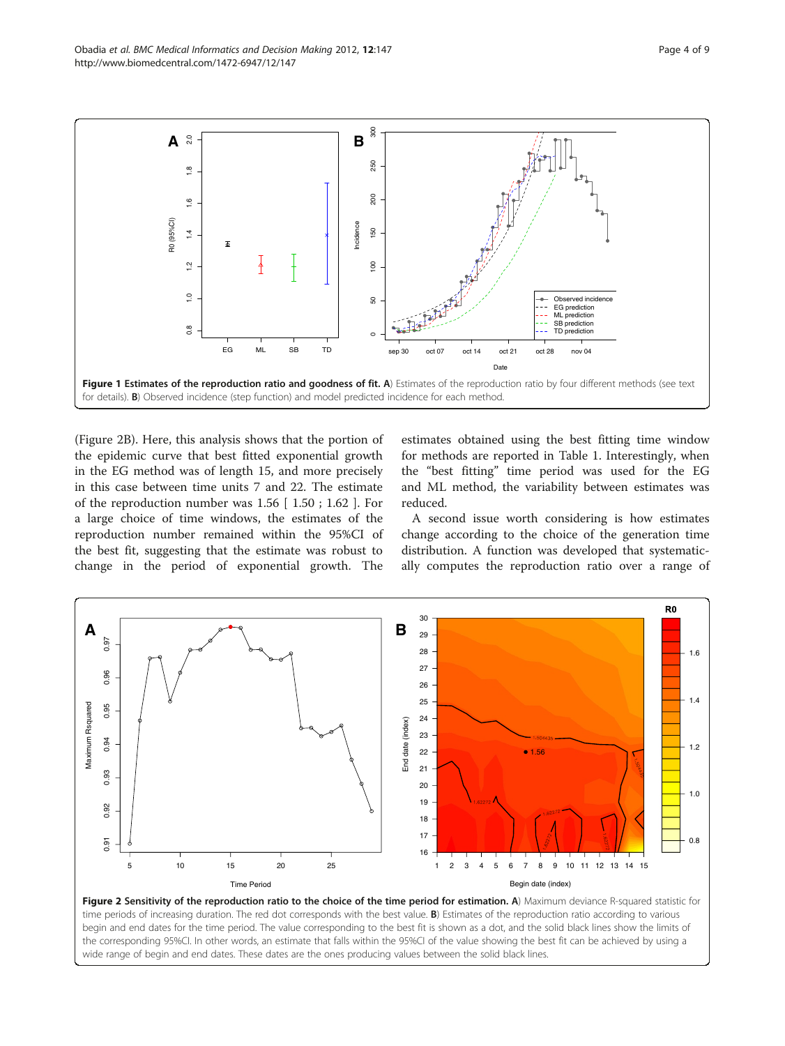**Figure 1 Estimates of the reproduction ratio and goodness of fit. A**) Estimates of the reproduction ratio by four different methods (see text for details). **B**) Observed incidence (step function) and model predicted incidence for each method.

(Figure 2B). Here, this analysis shows that the portion of the epidemic curve that best fitted exponential growth in the EG method was of length 15, and more precisely in this case between time units 7 and 22. The estimate of the reproduction number was 1.56 [ 1.50 ; 1.62 ]. For a large choice of time windows, the estimates of the reproduction number remained within the 95%CI of the best fit, suggesting that the estimate was robust to change in the period of exponential growth. The estimates obtained using the best fitting time window for methods are reported in Table 1. Interestingly, when the "best fitting" time period was used for the EG and ML method, the variability between estimates was reduced.

A second issue worth considering is how estimates change according to the choice of the generation time distribution. A function was developed that systematically computes the reproduction ratio over a range of

**Figure 2 Sensitivity of the reproduction ratio to the choice of the time period for estimation. A**) Maximum deviance R-squared statistic for time periods of increasing duration. The red dot corresponds with the best value. **B**) Estimates of the reproduction ratio according to various begin and end dates for the time period. The value corresponding to the best fit is shown as a dot, and the solid black lines show the limits of the corresponding 95%CI. In other words, an estimate that falls within the 95%CI of the value showing the best fit can be achieved by using a wide range of begin and end dates. These dates are the ones producing values between the solid black lines.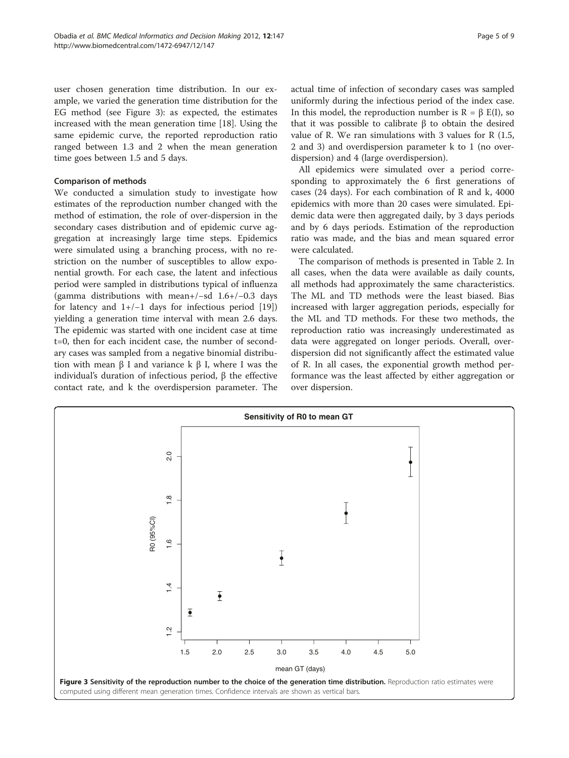user chosen generation time distribution. In our example, we varied the generation time distribution for the EG method (see Figure 3): as expected, the estimates increased with the mean generation time [18]. Using the same epidemic curve, the reported reproduction ratio ranged between 1.3 and 2 when the mean generation time goes between 1.5 and 5 days.

### Comparison of methods

We conducted a simulation study to investigate how estimates of the reproduction number changed with the method of estimation, the role of over-dispersion in the secondary cases distribution and of epidemic curve aggregation at increasingly large time steps. Epidemics were simulated using a branching process, with no restriction on the number of susceptibles to allow exponential growth. For each case, the latent and infectious period were sampled in distributions typical of influenza (gamma distributions with mean+/−sd 1.6+/−0.3 days for latency and 1+/−1 days for infectious period [19]) yielding a generation time interval with mean 2.6 days. The epidemic was started with one incident case at time t=0, then for each incident case, the number of secondary cases was sampled from a negative binomial distribution with mean $\beta$ I and variance k $\beta$ I, where I was the individual's duration of infectious period, $\beta$ the effective contact rate, and k the overdispersion parameter. The actual time of infection of secondary cases was sampled uniformly during the infectious period of the index case. In this model, the reproduction number is $R = \beta E(I)$, so that it was possible to calibrate $\beta$ to obtain the desired value of R. We ran simulations with 3 values for R (1.5, 2 and 3) and overdispersion parameter k to 1 (no overdispersion) and 4 (large overdispersion).

All epidemics were simulated over a period corresponding to approximately the 6 first generations of cases (24 days). For each combination of R and k, 4000 epidemics with more than 20 cases were simulated. Epidemic data were then aggregated daily, by 3 days periods and by 6 days periods. Estimation of the reproduction ratio was made, and the bias and mean squared error were calculated.

The comparison of methods is presented in Table 2. In all cases, when the data were available as daily counts, all methods had approximately the same characteristics. The ML and TD methods were the least biased. Bias increased with larger aggregation periods, especially for the ML and TD methods. For these two methods, the reproduction ratio was increasingly underestimated as data were aggregated on longer periods. Overall, overdispersion did not significantly affect the estimated value of R. In all cases, the exponential growth method performance was the least affected by either aggregation or over dispersion.

**Figure 3 Sensitivity of the reproduction number to the choice of the generation time distribution.** Reproduction ratio estimates were computed using different mean generation times. Confidence intervals are shown as vertical bars.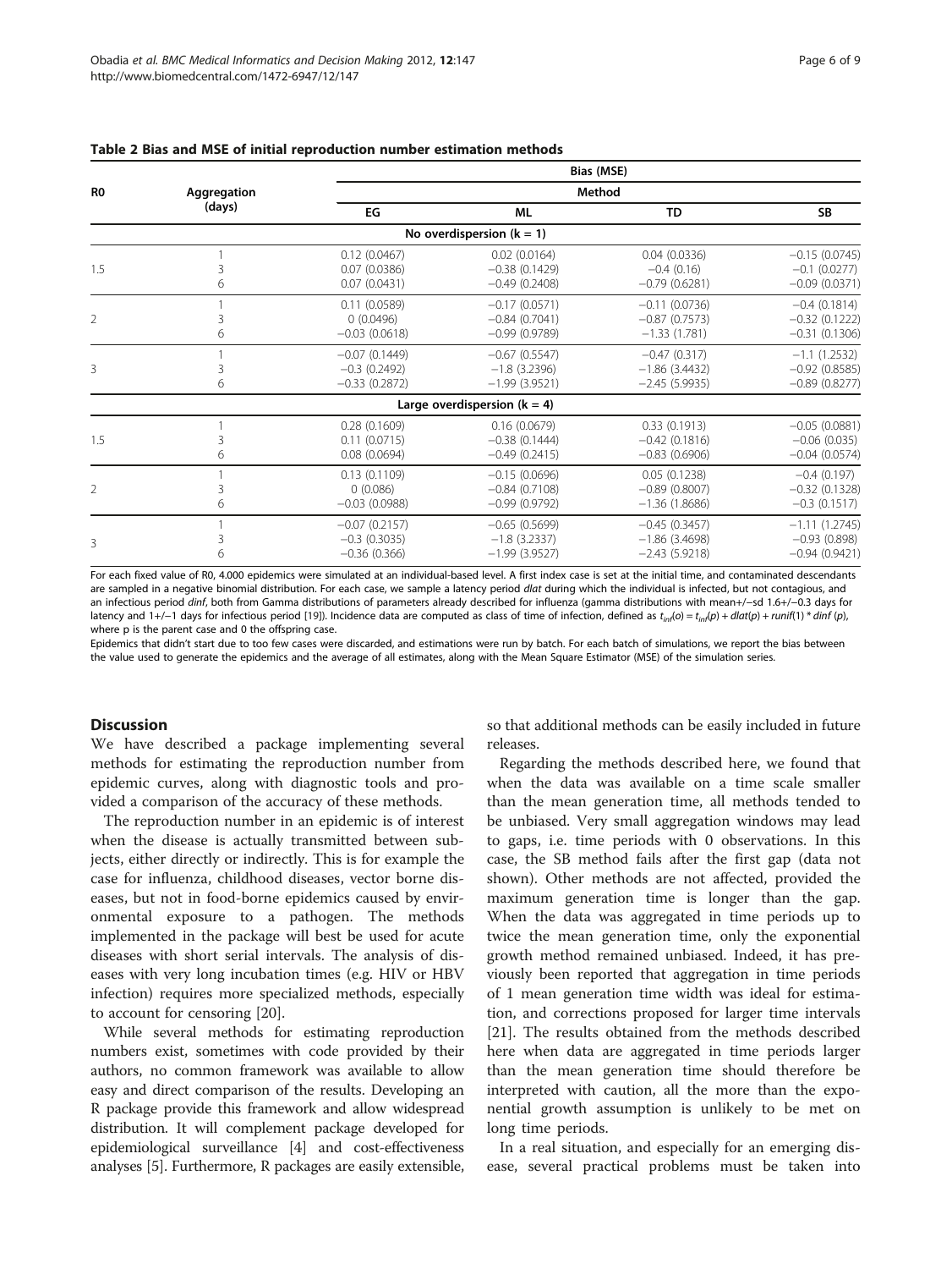**Table 2 Bias and MSE of initial reproduction number estimation methods**

| R0 | Aggregation (days) | Bias (MSE) | | | |
|---|---|---|---|---|---|
| | | Method | | | |
| | | EG | ML | TD | SB |
| | | **No overdispersion (k = 1)** | | | |
| 1.5 | 1 | 0.12 (0.0467) | 0.02 (0.0164) | 0.04 (0.0336) | −0.15 (0.0745) |
| | 3 | 0.07 (0.0386) | −0.38 (0.1429) | −0.4 (0.16) | −0.1 (0.0277) |
| | 6 | 0.07 (0.0431) | −0.49 (0.2408) | −0.79 (0.6281) | −0.09 (0.0371) |
| 2 | 1 | 0.11 (0.0589) | −0.17 (0.0571) | −0.11 (0.0736) | −0.4 (0.1814) |
| | 3 | 0 (0.0496) | −0.84 (0.7041) | −0.87 (0.7573) | −0.32 (0.1222) |
| | 6 | −0.03 (0.0618) | −0.99 (0.9789) | −1.33 (1.781) | −0.31 (0.1306) |
| 3 | 1 | −0.07 (0.1449) | −0.67 (0.5547) | −0.47 (0.317) | −1.1 (1.2532) |
| | 3 | −0.3 (0.2492) | −1.8 (3.2396) | −1.86 (3.4432) | −0.92 (0.8585) |
| | 6 | −0.33 (0.2872) | −1.99 (3.9521) | −2.45 (5.9935) | −0.89 (0.8277) |
| | | **Large overdispersion (k = 4)** | | | |
| 1.5 | 1 | 0.28 (0.1609) | 0.16 (0.0679) | 0.33 (0.1913) | −0.05 (0.0881) |
| | 3 | 0.11 (0.0715) | −0.38 (0.1444) | −0.42 (0.1816) | −0.06 (0.035) |
| | 6 | 0.08 (0.0694) | −0.49 (0.2415) | −0.83 (0.6906) | −0.04 (0.0574) |
| 2 | 1 | 0.13 (0.1109) | −0.15 (0.0696) | 0.05 (0.1238) | −0.4 (0.197) |
| | 3 | 0 (0.086) | −0.84 (0.7108) | −0.89 (0.8007) | −0.32 (0.1328) |
| | 6 | −0.03 (0.0988) | −0.99 (0.9792) | −1.36 (1.8686) | −0.3 (0.1517) |
| 3 | 1 | −0.07 (0.2157) | −0.65 (0.5699) | −0.45 (0.3457) | −1.11 (1.2745) |
| | 3 | −0.3 (0.3035) | −1.8 (3.2337) | −1.86 (3.4698) | −0.93 (0.898) |
| | 6 | −0.36 (0.366) | −1.99 (3.9527) | −2.43 (5.9218) | −0.94 (0.9421) |

For each fixed value of R0, 4.000 epidemics were simulated at an individual-based level. A first index case is set at the initial time, and contaminated descendants are sampled in a negative binomial distribution. For each case, we sample a latency period *dlat* during which the individual is infected, but not contagious, and an infectious period *dinf*, both from Gamma distributions of parameters already described for influenza (gamma distributions with mean+/−sd 1.6+/−0.3 days for latency and 1+/−1 days for infectious period [19]). Incidence data are computed as class of time of infection, defined as $t_{inf}(o) = t_{inf}(p) + dlat(p) + runif(1) * dinf(p)$, where p is the parent case and 0 the offspring case.

Epidemics that didn't start due to too few cases were discarded, and estimations were run by batch. For each batch of simulations, we report the bias between the value used to generate the epidemics and the average of all estimates, along with the Mean Square Estimator (MSE) of the simulation series.

## Discussion

We have described a package implementing several methods for estimating the reproduction number from epidemic curves, along with diagnostic tools and provided a comparison of the accuracy of these methods.

The reproduction number in an epidemic is of interest when the disease is actually transmitted between subjects, either directly or indirectly. This is for example the case for influenza, childhood diseases, vector borne diseases, but not in food-borne epidemics caused by environmental exposure to a pathogen. The methods implemented in the package will best be used for acute diseases with short serial intervals. The analysis of diseases with very long incubation times (e.g. HIV or HBV infection) requires more specialized methods, especially to account for censoring [20].

While several methods for estimating reproduction numbers exist, sometimes with code provided by their authors, no common framework was available to allow easy and direct comparison of the results. Developing an R package provide this framework and allow widespread distribution. It will complement package developed for epidemiological surveillance [4] and cost-effectiveness analyses [5]. Furthermore, R packages are easily extensible, so that additional methods can be easily included in future releases.

Regarding the methods described here, we found that when the data was available on a time scale smaller than the mean generation time, all methods tended to be unbiased. Very small aggregation windows may lead to gaps, i.e. time periods with 0 observations. In this case, the SB method fails after the first gap (data not shown). Other methods are not affected, provided the maximum generation time is longer than the gap. When the data was aggregated in time periods up to twice the mean generation time, only the exponential growth method remained unbiased. Indeed, it has previously been reported that aggregation in time periods of 1 mean generation time width was ideal for estimation, and corrections proposed for larger time intervals [21]. The results obtained from the methods described here when data are aggregated in time periods larger than the mean generation time should therefore be interpreted with caution, all the more than the exponential growth assumption is unlikely to be met on long time periods.

In a real situation, and especially for an emerging disease, several practical problems must be taken into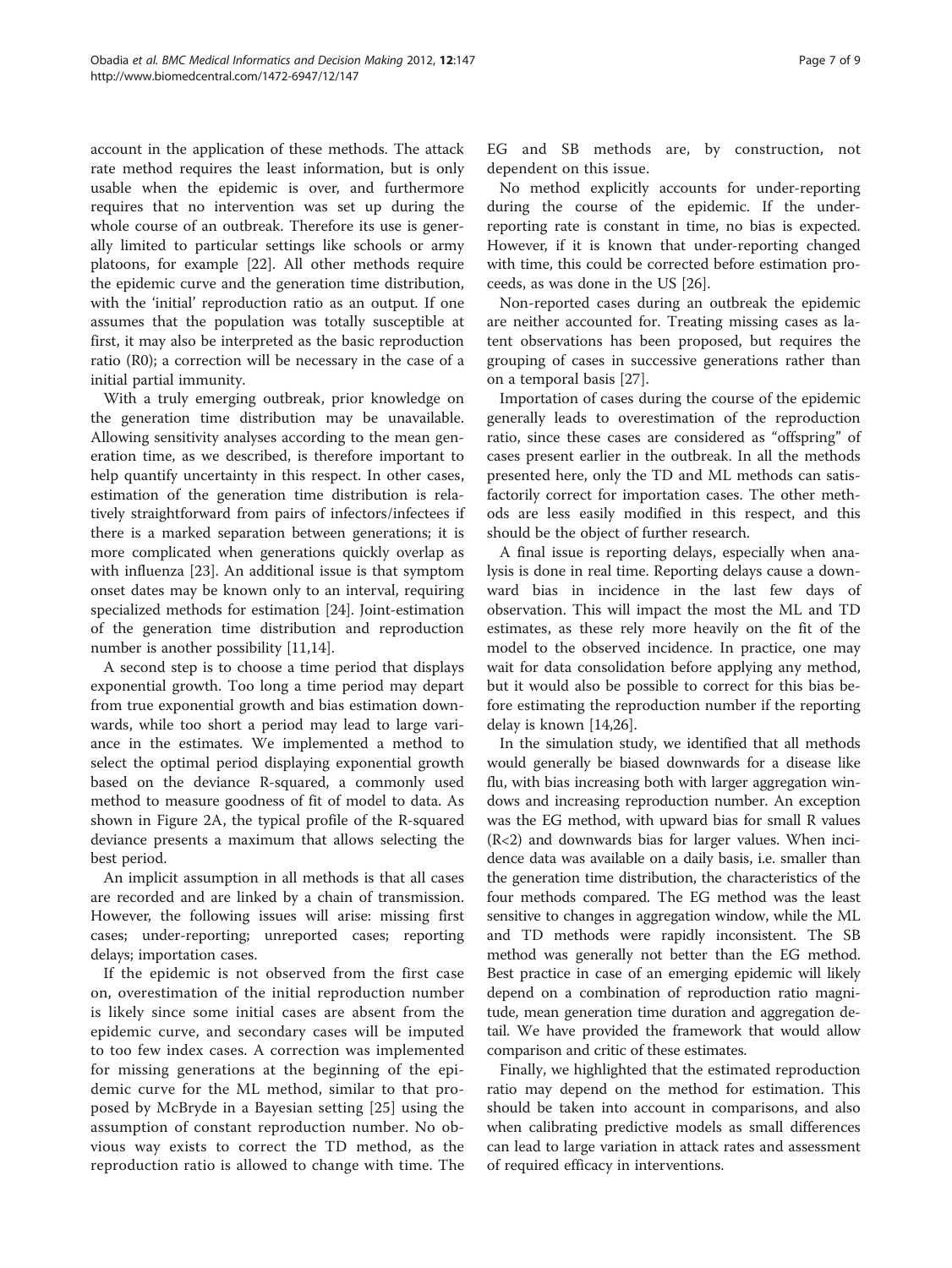account in the application of these methods. The attack rate method requires the least information, but is only usable when the epidemic is over, and furthermore requires that no intervention was set up during the whole course of an outbreak. Therefore its use is generally limited to particular settings like schools or army platoons, for example [22]. All other methods require the epidemic curve and the generation time distribution, with the 'initial' reproduction ratio as an output. If one assumes that the population was totally susceptible at first, it may also be interpreted as the basic reproduction ratio (R0); a correction will be necessary in the case of a initial partial immunity.

With a truly emerging outbreak, prior knowledge on the generation time distribution may be unavailable. Allowing sensitivity analyses according to the mean generation time, as we described, is therefore important to help quantify uncertainty in this respect. In other cases, estimation of the generation time distribution is relatively straightforward from pairs of infectors/infectees if there is a marked separation between generations; it is more complicated when generations quickly overlap as with influenza [23]. An additional issue is that symptom onset dates may be known only to an interval, requiring specialized methods for estimation [24]. Joint-estimation of the generation time distribution and reproduction number is another possibility [11,14].

A second step is to choose a time period that displays exponential growth. Too long a time period may depart from true exponential growth and bias estimation downwards, while too short a period may lead to large variance in the estimates. We implemented a method to select the optimal period displaying exponential growth based on the deviance R-squared, a commonly used method to measure goodness of fit of model to data. As shown in Figure 2A, the typical profile of the R-squared deviance presents a maximum that allows selecting the best period.

An implicit assumption in all methods is that all cases are recorded and are linked by a chain of transmission. However, the following issues will arise: missing first cases; under-reporting; unreported cases; reporting delays; importation cases.

If the epidemic is not observed from the first case on, overestimation of the initial reproduction number is likely since some initial cases are absent from the epidemic curve, and secondary cases will be imputed to too few index cases. A correction was implemented for missing generations at the beginning of the epidemic curve for the ML method, similar to that proposed by McBryde in a Bayesian setting [25] using the assumption of constant reproduction number. No obvious way exists to correct the TD method, as the reproduction ratio is allowed to change with time. The EG and SB methods are, by construction, not dependent on this issue.

No method explicitly accounts for under-reporting during the course of the epidemic. If the under-reporting rate is constant in time, no bias is expected. However, if it is known that under-reporting changed with time, this could be corrected before estimation proceeds, as was done in the US [26].

Non-reported cases during an outbreak the epidemic are neither accounted for. Treating missing cases as latent observations has been proposed, but requires the grouping of cases in successive generations rather than on a temporal basis [27].

Importation of cases during the course of the epidemic generally leads to overestimation of the reproduction ratio, since these cases are considered as "offspring" of cases present earlier in the outbreak. In all the methods presented here, only the TD and ML methods can satisfactorily correct for importation cases. The other methods are less easily modified in this respect, and this should be the object of further research.

A final issue is reporting delays, especially when analysis is done in real time. Reporting delays cause a downward bias in incidence in the last few days of observation. This will impact the most the ML and TD estimates, as these rely more heavily on the fit of the model to the observed incidence. In practice, one may wait for data consolidation before applying any method, but it would also be possible to correct for this bias before estimating the reproduction number if the reporting delay is known [14,26].

In the simulation study, we identified that all methods would generally be biased downwards for a disease like flu, with bias increasing both with larger aggregation windows and increasing reproduction number. An exception was the EG method, with upward bias for small R values ($R<2$) and downwards bias for larger values. When incidence data was available on a daily basis, i.e. smaller than the generation time distribution, the characteristics of the four methods compared. The EG method was the least sensitive to changes in aggregation window, while the ML and TD methods were rapidly inconsistent. The SB method was generally not better than the EG method. Best practice in case of an emerging epidemic will likely depend on a combination of reproduction ratio magnitude, mean generation time duration and aggregation detail. We have provided the framework that would allow comparison and critic of these estimates.

Finally, we highlighted that the estimated reproduction ratio may depend on the method for estimation. This should be taken into account in comparisons, and also when calibrating predictive models as small differences can lead to large variation in attack rates and assessment of required efficacy in interventions.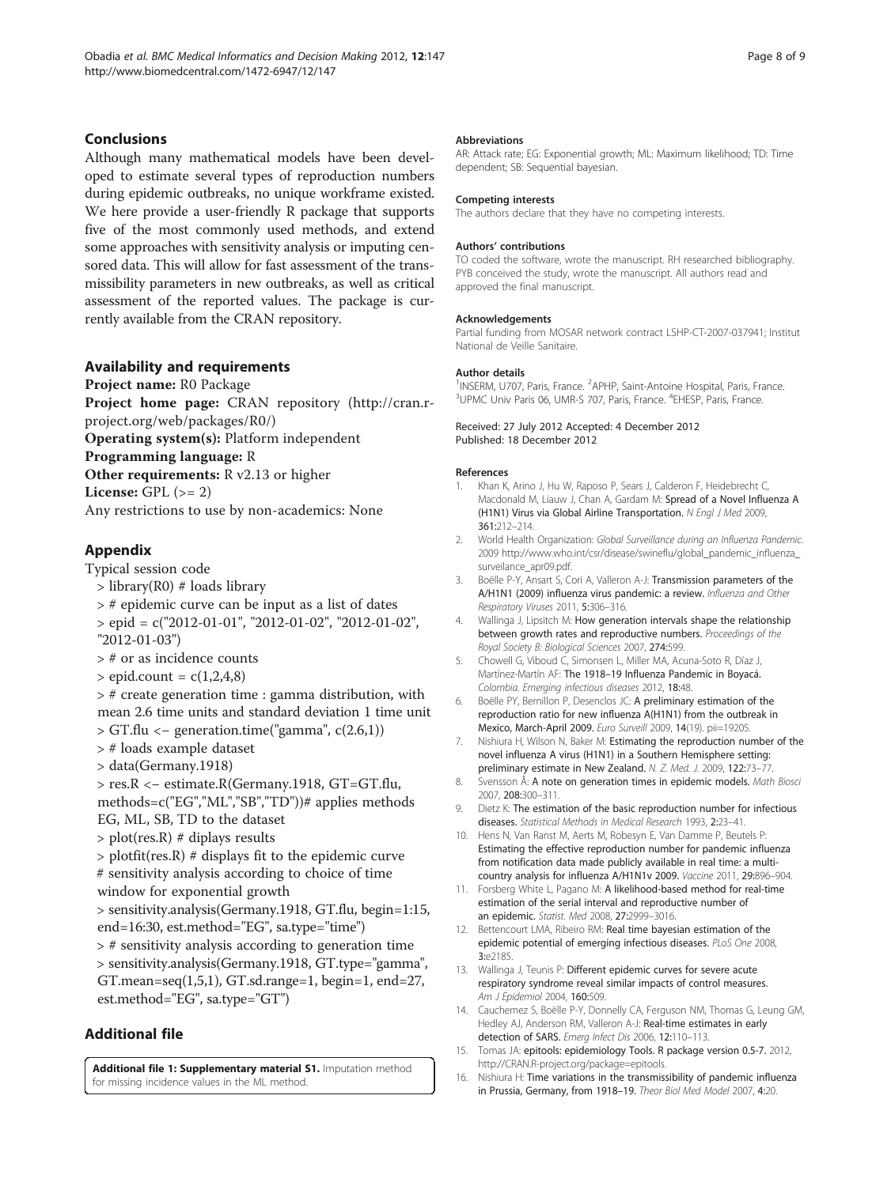## Conclusions

Although many mathematical models have been developed to estimate several types of reproduction numbers during epidemic outbreaks, no unique workframe existed. We here provide a user-friendly R package that supports five of the most commonly used methods, and extend some approaches with sensitivity analysis or imputing censored data. This will allow for fast assessment of the transmissibility parameters in new outbreaks, as well as critical assessment of the reported values. The package is currently available from the CRAN repository.

## Availability and requirements

**Project name:** R0 Package
**Project home page:** CRAN repository (http://cran.r-project.org/web/packages/R0/)
**Operating system(s):** Platform independent
**Programming language:** R
**Other requirements:** R v2.13 or higher
**License:** GPL (>= 2)
Any restrictions to use by non-academics: None

## Appendix

Typical session code

```
> library(R0) # loads library
> # epidemic curve can be input as a list of dates
> epid = c("2012-01-01", "2012-01-02", "2012-01-02", "2012-01-03")
> # or as incidence counts
> epid.count = c(1,2,4,8)
> # create generation time : gamma distribution, with mean 2.6 time units and standard deviation 1 time unit
> GT.flu <- generation.time("gamma", c(2.6,1))
> # loads example dataset
> data(Germany.1918)
> res.R <- estimate.R(Germany.1918, GT=GT.flu, methods=c("EG","ML","SB","TD"))# applies methods EG, ML, SB, TD to the dataset
> plot(res.R) # diplays results
> plotfit(res.R) # displays fit to the epidemic curve
# sensitivity analysis according to choice of time window for exponential growth
> sensitivity.analysis(Germany.1918, GT.flu, begin=1:15, end=16:30, est.method="EG", sa.type="time")
> # sensitivity analysis according to generation time
> sensitivity.analysis(Germany.1918, GT.type="gamma", GT.mean=seq(1,5,1), GT.sd.range=1, begin=1, end=27, est.method="EG", sa.type="GT")
```

## Additional file

**Additional file 1: Supplementary material S1.** Imputation method for missing incidence values in the ML method.

#### Abbreviations

AR: Attack rate; EG: Exponential growth; ML: Maximum likelihood; TD: Time dependent; SB: Sequential bayesian.

#### Competing interests

The authors declare that they have no competing interests.

#### Authors' contributions

TO coded the software, wrote the manuscript. RH researched bibliography. PYB conceived the study, wrote the manuscript. All authors read and approved the final manuscript.

#### Acknowledgements

Partial funding from MOSAR network contract LSHP-CT-2007-037941; Institut National de Veille Sanitaire.

#### Author details

[1]INSERM, U707, Paris, France. [2]APHP, Saint-Antoine Hospital, Paris, France. [3]UPMC Univ Paris 06, UMR-S 707, Paris, France. [4]EHESP, Paris, France.

Received: 27 July 2012 Accepted: 4 December 2012
Published: 18 December 2012

#### References

1. Khan K, Arino J, Hu W, Raposo P, Sears J, Calderon F, Heidebrecht C, Macdonald M, Liauw J, Chan A, Gardam M: **Spread of a Novel Influenza A (H1N1) Virus via Global Airline Transportation.** *N Engl J Med* 2009, **361:**212–214.
2. World Health Organization: *Global Surveillance during an Influenza Pandemic.* 2009 http://www.who.int/csr/disease/swineflu/global_pandemic_influenza_surveilance_apr09.pdf.
3. Boëlle P-Y, Ansart S, Cori A, Valleron A-J: **Transmission parameters of the A/H1N1 (2009) influenza virus pandemic: a review.** *Influenza and Other Respiratory Viruses* 2011, **5:**306–316.
4. Wallinga J, Lipsitch M: **How generation intervals shape the relationship between growth rates and reproductive numbers.** *Proceedings of the Royal Society B: Biological Sciences* 2007, **274:**599.
5. Chowell G, Viboud C, Simonsen L, Miller MA, Acuna-Soto R, Díaz J, Martínez-Martín AF: **The 1918–19 Influenza Pandemic in Boyacá. Colombia.** *Emerging infectious diseases* 2012, **18:**48.
6. Boëlle PY, Bernillon P, Desenclos JC: **A preliminary estimation of the reproduction ratio for new influenza A(H1N1) from the outbreak in Mexico, March-April 2009.** *Euro Surveill* 2009, **14**(19). pii=19205.
7. Nishiura H, Wilson N, Baker M: **Estimating the reproduction number of the novel influenza A virus (H1N1) in a Southern Hemisphere setting: preliminary estimate in New Zealand.** *N. Z. Med. J.* 2009, **122:**73–77.
8. Svensson Å: **A note on generation times in epidemic models.** *Math Biosci* 2007, **208:**300–311.
9. Dietz K: **The estimation of the basic reproduction number for infectious diseases.** *Statistical Methods in Medical Research* 1993, **2:**23–41.
10. Hens N, Van Ranst M, Aerts M, Robesyn E, Van Damme P, Beutels P: **Estimating the effective reproduction number for pandemic influenza from notification data made publicly available in real time: a multi-country analysis for influenza A/H1N1v 2009.** *Vaccine* 2011, **29:**896–904.
11. Forsberg White L, Pagano M: **A likelihood-based method for real-time estimation of the serial interval and reproductive number of an epidemic.** *Statist. Med* 2008, **27:**2999–3016.
12. Bettencourt LMA, Ribeiro RM: **Real time bayesian estimation of the epidemic potential of emerging infectious diseases.** *PLoS One* 2008, **3:**e2185.
13. Wallinga J, Teunis P: **Different epidemic curves for severe acute respiratory syndrome reveal similar impacts of control measures.** *Am J Epidemiol* 2004, **160:**509.
14. Cauchemez S, Boëlle P-Y, Donnelly CA, Ferguson NM, Thomas G, Leung GM, Hedley AJ, Anderson RM, Valleron A-J: **Real-time estimates in early detection of SARS.** *Emerg Infect Dis* 2006, **12:**110–113.
15. Tomas JA: **epitools: epidemiology Tools. R package version 0.5-7.** 2012, http://CRAN.R-project.org/package=epitools.
16. Nishiura H: **Time variations in the transmissibility of pandemic influenza in Prussia, Germany, from 1918–19.** *Theor Biol Med Model* 2007, **4:**20.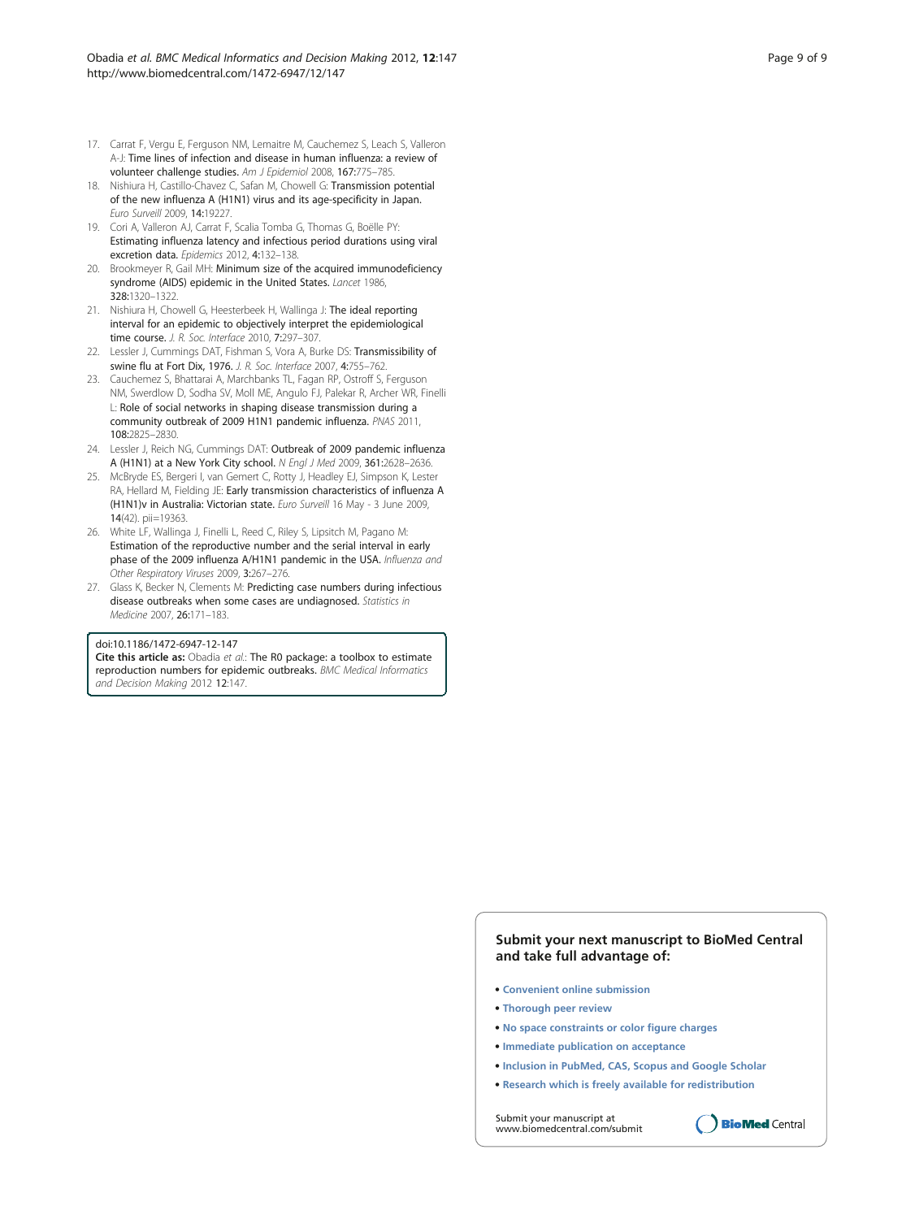17. Carrat F, Vergu E, Ferguson NM, Lemaitre M, Cauchemez S, Leach S, Valleron A-J: Time lines of infection and disease in human influenza: a review of volunteer challenge studies. *Am J Epidemiol* 2008, **167**:775–785.
18. Nishiura H, Castillo-Chavez C, Safan M, Chowell G: Transmission potential of the new influenza A (H1N1) virus and its age-specificity in Japan. *Euro Surveill* 2009, **14**:19227.
19. Cori A, Valleron AJ, Carrat F, Scalia Tomba G, Thomas G, Boëlle PY: Estimating influenza latency and infectious period durations using viral excretion data. *Epidemics* 2012, **4**:132–138.
20. Brookmeyer R, Gail MH: Minimum size of the acquired immunodeficiency syndrome (AIDS) epidemic in the United States. *Lancet* 1986, **328**:1320–1322.
21. Nishiura H, Chowell G, Heesterbeek H, Wallinga J: The ideal reporting interval for an epidemic to objectively interpret the epidemiological time course. *J. R. Soc. Interface* 2010, **7**:297–307.
22. Lessler J, Cummings DAT, Fishman S, Vora A, Burke DS: Transmissibility of swine flu at Fort Dix, 1976. *J. R. Soc. Interface* 2007, **4**:755–762.
23. Cauchemez S, Bhattarai A, Marchbanks TL, Fagan RP, Ostroff S, Ferguson NM, Swerdlow D, Sodha SV, Moll ME, Angulo FJ, Palekar R, Archer WR, Finelli L: Role of social networks in shaping disease transmission during a community outbreak of 2009 H1N1 pandemic influenza. *PNAS* 2011, **108**:2825–2830.
24. Lessler J, Reich NG, Cummings DAT: Outbreak of 2009 pandemic influenza A (H1N1) at a New York City school. *N Engl J Med* 2009, **361**:2628–2636.
25. McBryde ES, Bergeri I, van Gemert C, Rotty J, Headley EJ, Simpson K, Lester RA, Hellard M, Fielding JE: Early transmission characteristics of influenza A (H1N1)v in Australia: Victorian state. *Euro Surveill* 16 May - 3 June 2009, **14**(42). pii=19363.
26. White LF, Wallinga J, Finelli L, Reed C, Riley S, Lipsitch M, Pagano M: Estimation of the reproductive number and the serial interval in early phase of the 2009 influenza A/H1N1 pandemic in the USA. *Influenza and Other Respiratory Viruses* 2009, **3**:267–276.
27. Glass K, Becker N, Clements M: Predicting case numbers during infectious disease outbreaks when some cases are undiagnosed. *Statistics in Medicine* 2007, **26**:171–183.

doi:10.1186/1472-6947-12-147
**Cite this article as:** Obadia *et al.*: The R0 package: a toolbox to estimate reproduction numbers for epidemic outbreaks. *BMC Medical Informatics and Decision Making* 2012 **12**:147.

**Submit your next manuscript to BioMed Central and take full advantage of:**

- **Convenient online submission**
- **Thorough peer review**
- **No space constraints or color figure charges**
- **Immediate publication on acceptance**
- **Inclusion in PubMed, CAS, Scopus and Google Scholar**
- **Research which is freely available for redistribution**

Submit your manuscript at
www.biomedcentral.com/submit

BioMed Central